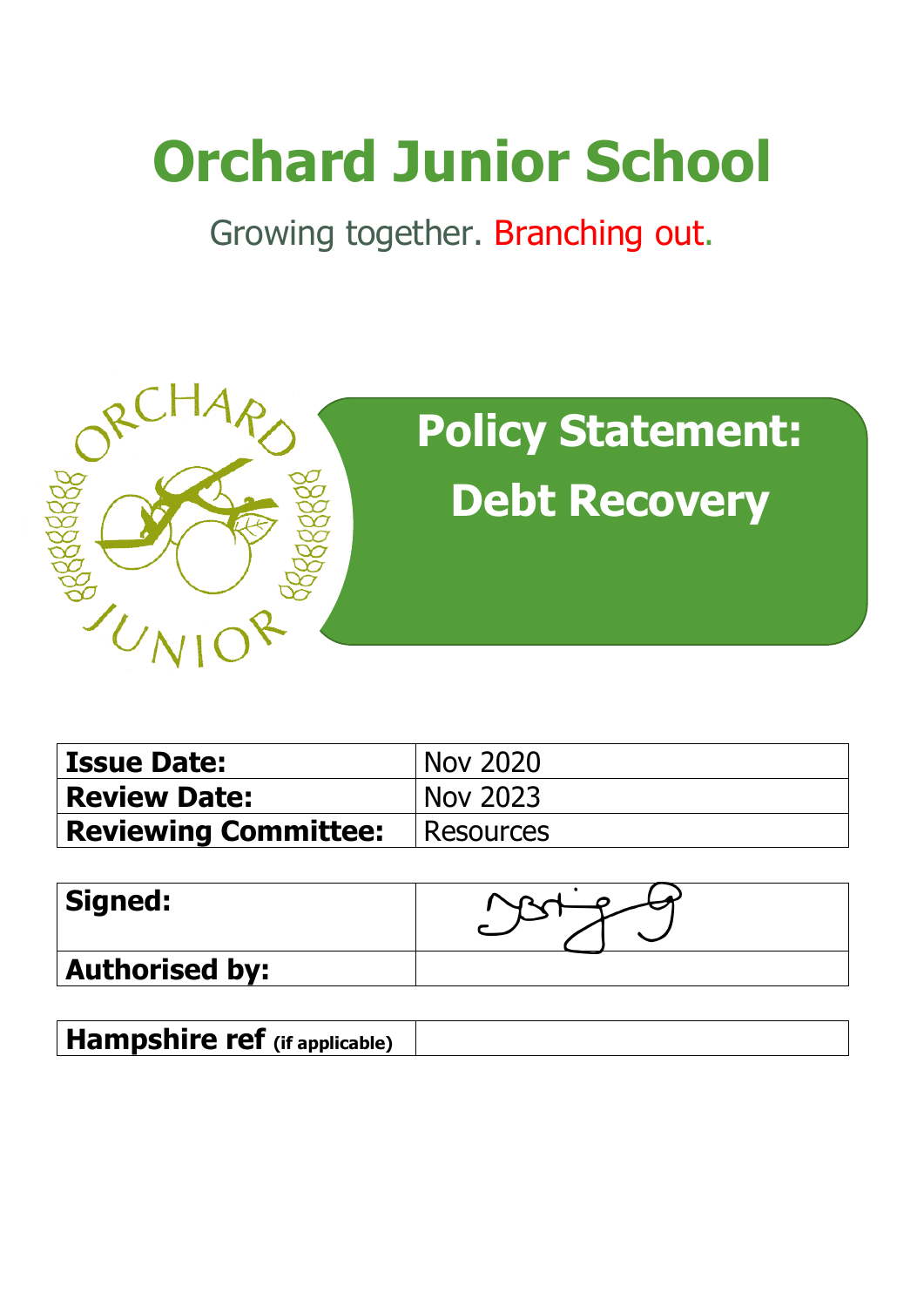# Orchard Junior School

Growing together. Branching out.

## Policy Statement: Debt Recovery

| **Issue Date:** | Nov 2020 |
|---|---|
| **Review Date:** | Nov 2023 |
| **Reviewing Committee:** | Resources |

| **Signed:** | |
|---|---|
| **Authorised by:** | |

| **Hampshire ref (if applicable)** | |
|---|---|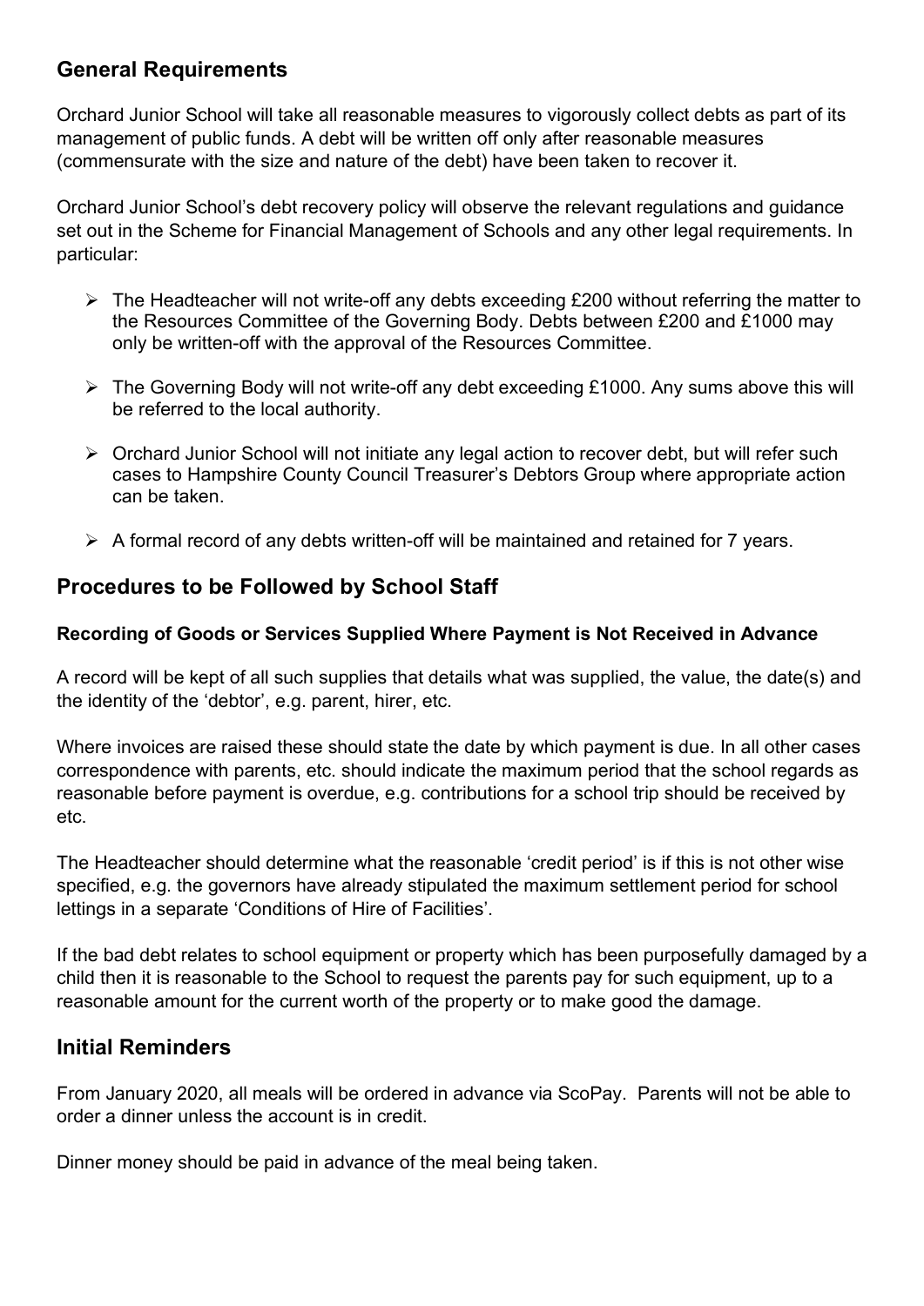## General Requirements

Orchard Junior School will take all reasonable measures to vigorously collect debts as part of its management of public funds. A debt will be written off only after reasonable measures (commensurate with the size and nature of the debt) have been taken to recover it.

Orchard Junior School's debt recovery policy will observe the relevant regulations and guidance set out in the Scheme for Financial Management of Schools and any other legal requirements. In particular:

- The Headteacher will not write-off any debts exceeding £200 without referring the matter to the Resources Committee of the Governing Body. Debts between £200 and £1000 may only be written-off with the approval of the Resources Committee.
- The Governing Body will not write-off any debt exceeding £1000. Any sums above this will be referred to the local authority.
- Orchard Junior School will not initiate any legal action to recover debt, but will refer such cases to Hampshire County Council Treasurer's Debtors Group where appropriate action can be taken.
- A formal record of any debts written-off will be maintained and retained for 7 years.

## Procedures to be Followed by School Staff

**Recording of Goods or Services Supplied Where Payment is Not Received in Advance**

A record will be kept of all such supplies that details what was supplied, the value, the date(s) and the identity of the 'debtor', e.g. parent, hirer, etc.

Where invoices are raised these should state the date by which payment is due. In all other cases correspondence with parents, etc. should indicate the maximum period that the school regards as reasonable before payment is overdue, e.g. contributions for a school trip should be received by etc.

The Headteacher should determine what the reasonable 'credit period' is if this is not other wise specified, e.g. the governors have already stipulated the maximum settlement period for school lettings in a separate 'Conditions of Hire of Facilities'.

If the bad debt relates to school equipment or property which has been purposefully damaged by a child then it is reasonable to the School to request the parents pay for such equipment, up to a reasonable amount for the current worth of the property or to make good the damage.

## Initial Reminders

From January 2020, all meals will be ordered in advance via ScoPay. Parents will not be able to order a dinner unless the account is in credit.

Dinner money should be paid in advance of the meal being taken.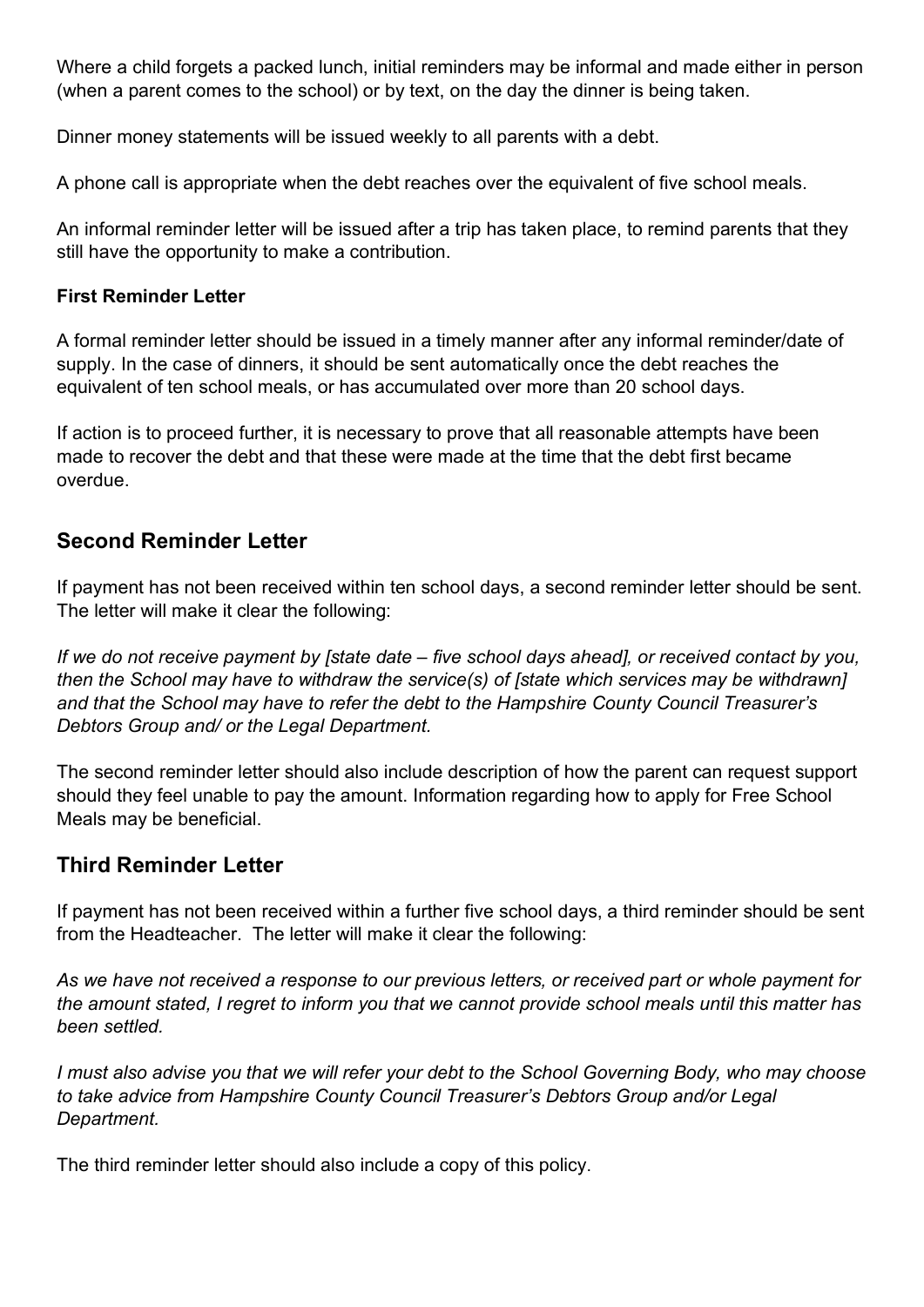Where a child forgets a packed lunch, initial reminders may be informal and made either in person (when a parent comes to the school) or by text, on the day the dinner is being taken.

Dinner money statements will be issued weekly to all parents with a debt.

A phone call is appropriate when the debt reaches over the equivalent of five school meals.

An informal reminder letter will be issued after a trip has taken place, to remind parents that they still have the opportunity to make a contribution.

**First Reminder Letter**

A formal reminder letter should be issued in a timely manner after any informal reminder/date of supply. In the case of dinners, it should be sent automatically once the debt reaches the equivalent of ten school meals, or has accumulated over more than 20 school days.

If action is to proceed further, it is necessary to prove that all reasonable attempts have been made to recover the debt and that these were made at the time that the debt first became overdue.

## Second Reminder Letter

If payment has not been received within ten school days, a second reminder letter should be sent. The letter will make it clear the following:

*If we do not receive payment by [state date – five school days ahead], or received contact by you, then the School may have to withdraw the service(s) of [state which services may be withdrawn] and that the School may have to refer the debt to the Hampshire County Council Treasurer's Debtors Group and/ or the Legal Department.*

The second reminder letter should also include description of how the parent can request support should they feel unable to pay the amount. Information regarding how to apply for Free School Meals may be beneficial.

## Third Reminder Letter

If payment has not been received within a further five school days, a third reminder should be sent from the Headteacher. The letter will make it clear the following:

*As we have not received a response to our previous letters, or received part or whole payment for the amount stated, I regret to inform you that we cannot provide school meals until this matter has been settled.*

*I must also advise you that we will refer your debt to the School Governing Body, who may choose to take advice from Hampshire County Council Treasurer's Debtors Group and/or Legal Department.*

The third reminder letter should also include a copy of this policy.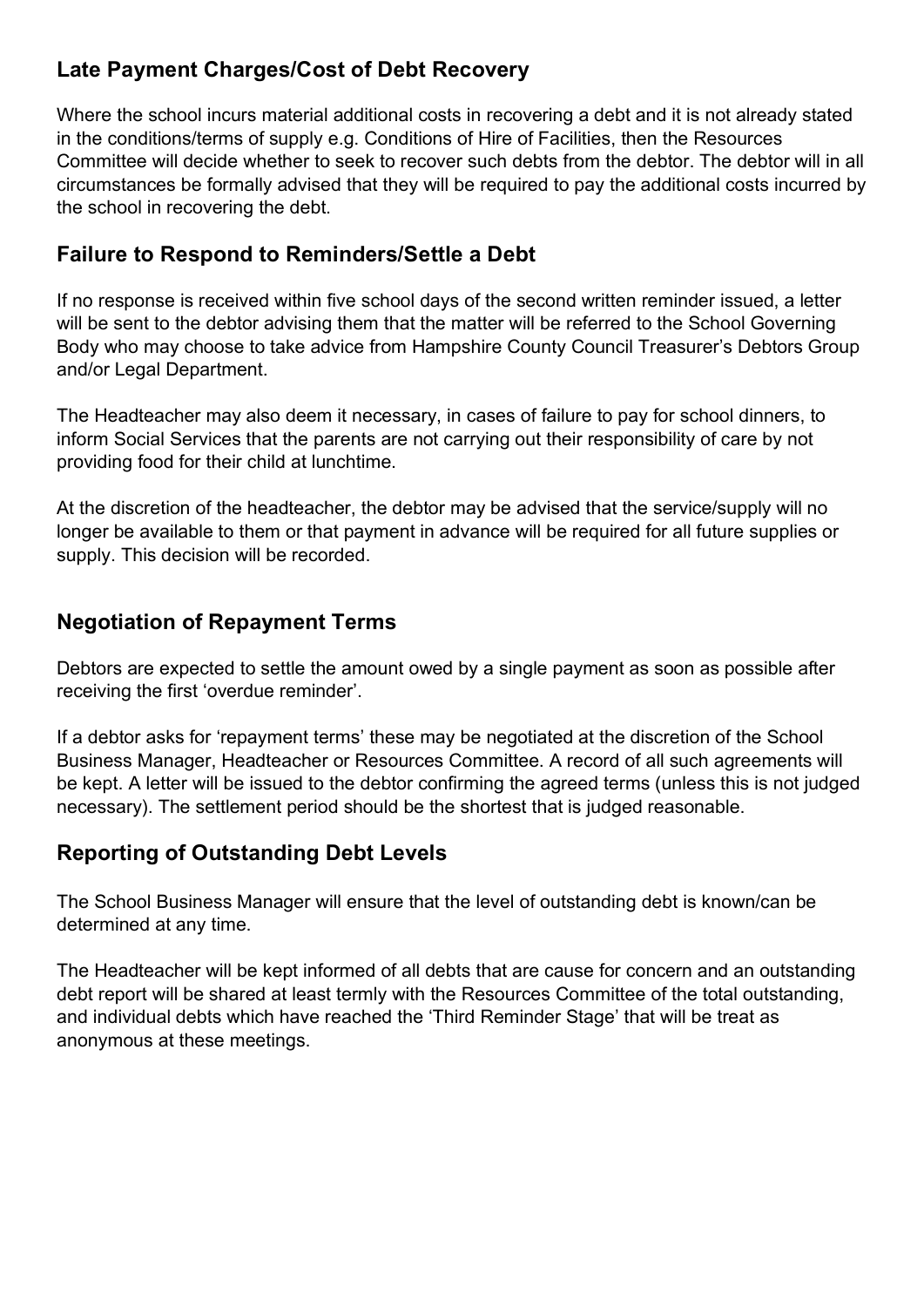## Late Payment Charges/Cost of Debt Recovery

Where the school incurs material additional costs in recovering a debt and it is not already stated in the conditions/terms of supply e.g. Conditions of Hire of Facilities, then the Resources Committee will decide whether to seek to recover such debts from the debtor. The debtor will in all circumstances be formally advised that they will be required to pay the additional costs incurred by the school in recovering the debt.

## Failure to Respond to Reminders/Settle a Debt

If no response is received within five school days of the second written reminder issued, a letter will be sent to the debtor advising them that the matter will be referred to the School Governing Body who may choose to take advice from Hampshire County Council Treasurer's Debtors Group and/or Legal Department.

The Headteacher may also deem it necessary, in cases of failure to pay for school dinners, to inform Social Services that the parents are not carrying out their responsibility of care by not providing food for their child at lunchtime.

At the discretion of the headteacher, the debtor may be advised that the service/supply will no longer be available to them or that payment in advance will be required for all future supplies or supply. This decision will be recorded.

## Negotiation of Repayment Terms

Debtors are expected to settle the amount owed by a single payment as soon as possible after receiving the first 'overdue reminder'.

If a debtor asks for 'repayment terms' these may be negotiated at the discretion of the School Business Manager, Headteacher or Resources Committee. A record of all such agreements will be kept. A letter will be issued to the debtor confirming the agreed terms (unless this is not judged necessary). The settlement period should be the shortest that is judged reasonable.

## Reporting of Outstanding Debt Levels

The School Business Manager will ensure that the level of outstanding debt is known/can be determined at any time.

The Headteacher will be kept informed of all debts that are cause for concern and an outstanding debt report will be shared at least termly with the Resources Committee of the total outstanding, and individual debts which have reached the 'Third Reminder Stage' that will be treat as anonymous at these meetings.